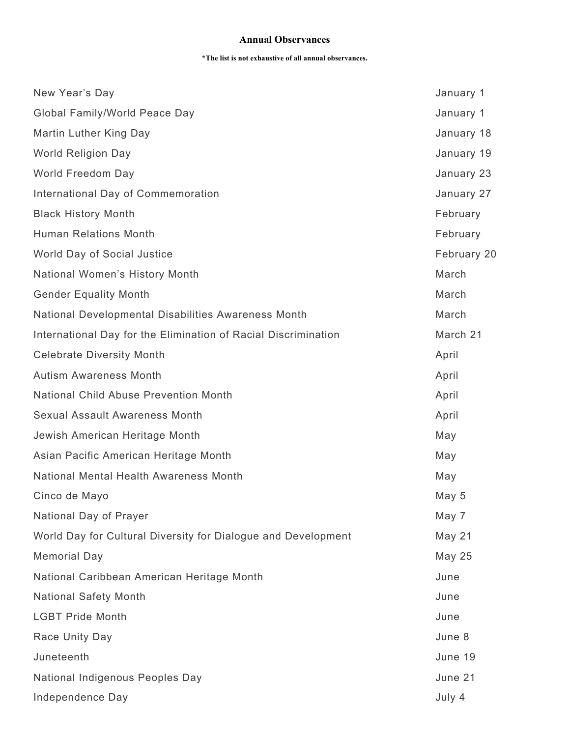# Annual Observances

**\*The list is not exhaustive of all annual observances.**

| Observance | Date |
| --- | --- |
| New Year's Day | January 1 |
| Global Family/World Peace Day | January 1 |
| Martin Luther King Day | January 18 |
| World Religion Day | January 19 |
| World Freedom Day | January 23 |
| International Day of Commemoration | January 27 |
| Black History Month | February |
| Human Relations Month | February |
| World Day of Social Justice | February 20 |
| National Women's History Month | March |
| Gender Equality Month | March |
| National Developmental Disabilities Awareness Month | March |
| International Day for the Elimination of Racial Discrimination | March 21 |
| Celebrate Diversity Month | April |
| Autism Awareness Month | April |
| National Child Abuse Prevention Month | April |
| Sexual Assault Awareness Month | April |
| Jewish American Heritage Month | May |
| Asian Pacific American Heritage Month | May |
| National Mental Health Awareness Month | May |
| Cinco de Mayo | May 5 |
| National Day of Prayer | May 7 |
| World Day for Cultural Diversity for Dialogue and Development | May 21 |
| Memorial Day | May 25 |
| National Caribbean American Heritage Month | June |
| National Safety Month | June |
| LGBT Pride Month | June |
| Race Unity Day | June 8 |
| Juneteenth | June 19 |
| National Indigenous Peoples Day | June 21 |
| Independence Day | July 4 |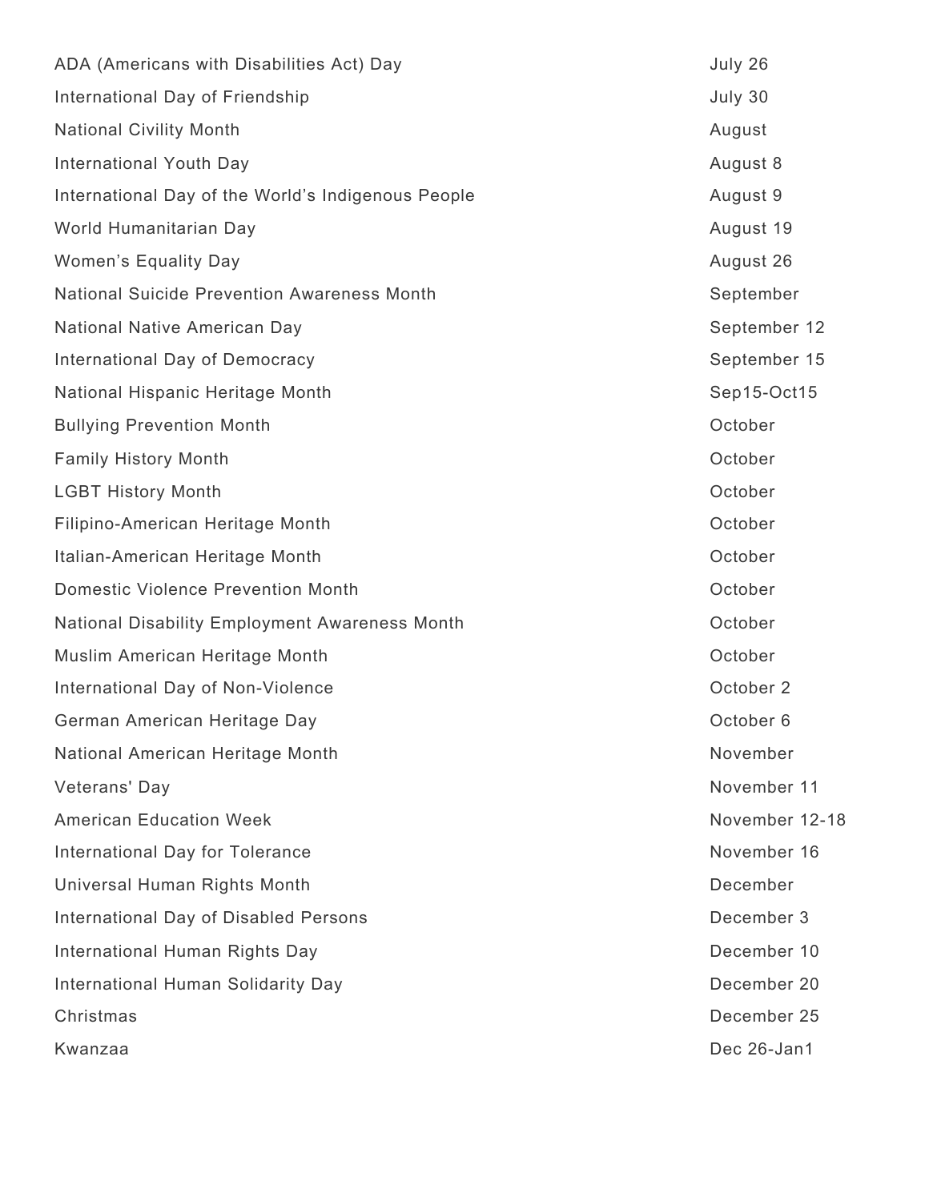| | |
|---|---|
| ADA (Americans with Disabilities Act) Day | July 26 |
| International Day of Friendship | July 30 |
| National Civility Month | August |
| International Youth Day | August 8 |
| International Day of the World’s Indigenous People | August 9 |
| World Humanitarian Day | August 19 |
| Women’s Equality Day | August 26 |
| National Suicide Prevention Awareness Month | September |
| National Native American Day | September 12 |
| International Day of Democracy | September 15 |
| National Hispanic Heritage Month | Sep15-Oct15 |
| Bullying Prevention Month | October |
| Family History Month | October |
| LGBT History Month | October |
| Filipino-American Heritage Month | October |
| Italian-American Heritage Month | October |
| Domestic Violence Prevention Month | October |
| National Disability Employment Awareness Month | October |
| Muslim American Heritage Month | October |
| International Day of Non-Violence | October 2 |
| German American Heritage Day | October 6 |
| National American Heritage Month | November |
| Veterans' Day | November 11 |
| American Education Week | November 12-18 |
| International Day for Tolerance | November 16 |
| Universal Human Rights Month | December |
| International Day of Disabled Persons | December 3 |
| International Human Rights Day | December 10 |
| International Human Solidarity Day | December 20 |
| Christmas | December 25 |
| Kwanzaa | Dec 26-Jan1 |